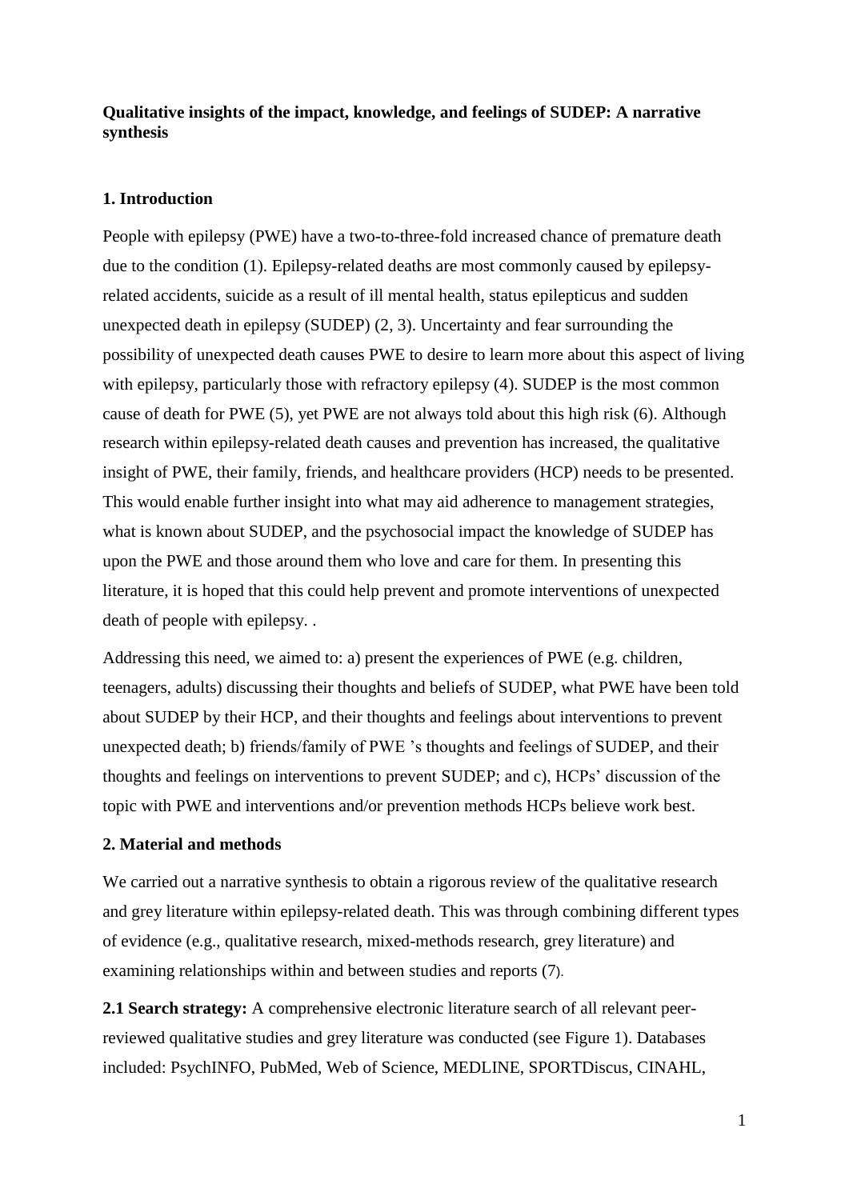**Qualitative insights of the impact, knowledge, and feelings of SUDEP: A narrative synthesis**

## 1. Introduction

People with epilepsy (PWE) have a two-to-three-fold increased chance of premature death due to the condition (1). Epilepsy-related deaths are most commonly caused by epilepsy-related accidents, suicide as a result of ill mental health, status epilepticus and sudden unexpected death in epilepsy (SUDEP) (2, 3). Uncertainty and fear surrounding the possibility of unexpected death causes PWE to desire to learn more about this aspect of living with epilepsy, particularly those with refractory epilepsy (4). SUDEP is the most common cause of death for PWE (5), yet PWE are not always told about this high risk (6). Although research within epilepsy-related death causes and prevention has increased, the qualitative insight of PWE, their family, friends, and healthcare providers (HCP) needs to be presented. This would enable further insight into what may aid adherence to management strategies, what is known about SUDEP, and the psychosocial impact the knowledge of SUDEP has upon the PWE and those around them who love and care for them. In presenting this literature, it is hoped that this could help prevent and promote interventions of unexpected death of people with epilepsy. .

Addressing this need, we aimed to: a) present the experiences of PWE (e.g. children, teenagers, adults) discussing their thoughts and beliefs of SUDEP, what PWE have been told about SUDEP by their HCP, and their thoughts and feelings about interventions to prevent unexpected death; b) friends/family of PWE 's thoughts and feelings of SUDEP, and their thoughts and feelings on interventions to prevent SUDEP; and c), HCPs' discussion of the topic with PWE and interventions and/or prevention methods HCPs believe work best.

## 2. Material and methods

We carried out a narrative synthesis to obtain a rigorous review of the qualitative research and grey literature within epilepsy-related death. This was through combining different types of evidence (e.g., qualitative research, mixed-methods research, grey literature) and examining relationships within and between studies and reports (7).

**2.1 Search strategy:** A comprehensive electronic literature search of all relevant peer-reviewed qualitative studies and grey literature was conducted (see Figure 1). Databases included: PsychINFO, PubMed, Web of Science, MEDLINE, SPORTDiscus, CINAHL,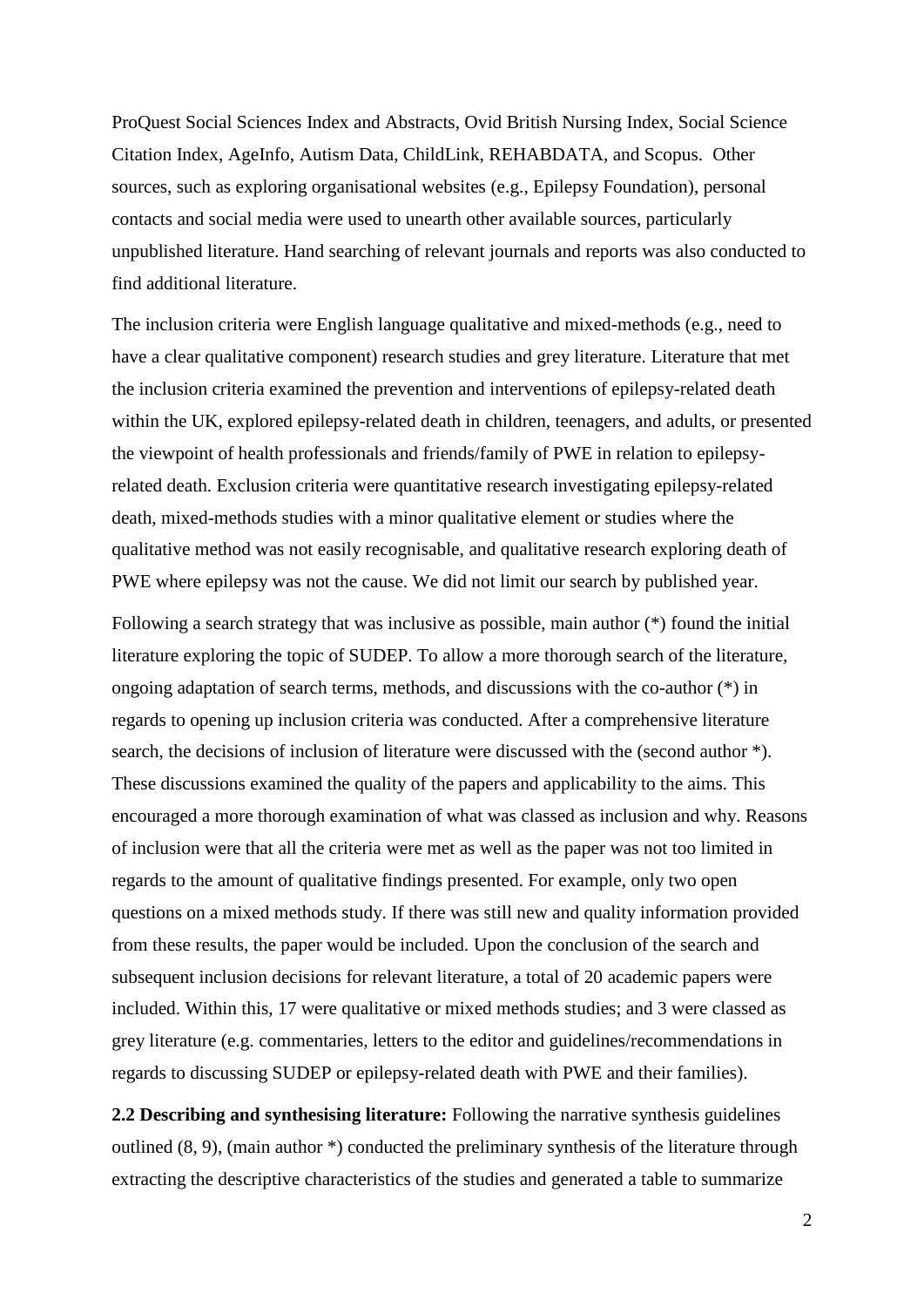ProQuest Social Sciences Index and Abstracts, Ovid British Nursing Index, Social Science Citation Index, AgeInfo, Autism Data, ChildLink, REHABDATA, and Scopus. Other sources, such as exploring organisational websites (e.g., Epilepsy Foundation), personal contacts and social media were used to unearth other available sources, particularly unpublished literature. Hand searching of relevant journals and reports was also conducted to find additional literature.

The inclusion criteria were English language qualitative and mixed-methods (e.g., need to have a clear qualitative component) research studies and grey literature. Literature that met the inclusion criteria examined the prevention and interventions of epilepsy-related death within the UK, explored epilepsy-related death in children, teenagers, and adults, or presented the viewpoint of health professionals and friends/family of PWE in relation to epilepsy-related death. Exclusion criteria were quantitative research investigating epilepsy-related death, mixed-methods studies with a minor qualitative element or studies where the qualitative method was not easily recognisable, and qualitative research exploring death of PWE where epilepsy was not the cause. We did not limit our search by published year.

Following a search strategy that was inclusive as possible, main author (*) found the initial literature exploring the topic of SUDEP. To allow a more thorough search of the literature, ongoing adaptation of search terms, methods, and discussions with the co-author (*) in regards to opening up inclusion criteria was conducted. After a comprehensive literature search, the decisions of inclusion of literature were discussed with the (second author *). These discussions examined the quality of the papers and applicability to the aims. This encouraged a more thorough examination of what was classed as inclusion and why. Reasons of inclusion were that all the criteria were met as well as the paper was not too limited in regards to the amount of qualitative findings presented. For example, only two open questions on a mixed methods study. If there was still new and quality information provided from these results, the paper would be included. Upon the conclusion of the search and subsequent inclusion decisions for relevant literature, a total of 20 academic papers were included. Within this, 17 were qualitative or mixed methods studies; and 3 were classed as grey literature (e.g. commentaries, letters to the editor and guidelines/recommendations in regards to discussing SUDEP or epilepsy-related death with PWE and their families).

**2.2 Describing and synthesising literature:** Following the narrative synthesis guidelines outlined (8, 9), (main author *) conducted the preliminary synthesis of the literature through extracting the descriptive characteristics of the studies and generated a table to summarize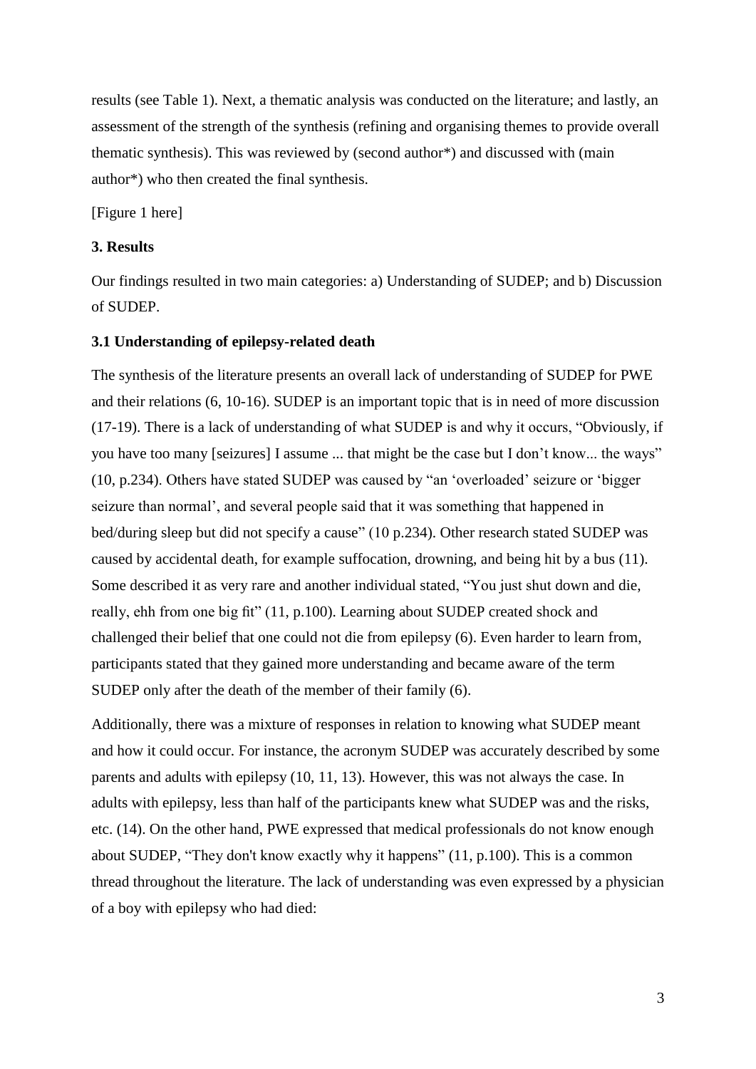results (see Table 1). Next, a thematic analysis was conducted on the literature; and lastly, an assessment of the strength of the synthesis (refining and organising themes to provide overall thematic synthesis). This was reviewed by (second author*) and discussed with (main author*) who then created the final synthesis.

[Figure 1 here]

### 3. Results

Our findings resulted in two main categories: a) Understanding of SUDEP; and b) Discussion of SUDEP.

### 3.1 Understanding of epilepsy-related death

The synthesis of the literature presents an overall lack of understanding of SUDEP for PWE and their relations (6, 10-16). SUDEP is an important topic that is in need of more discussion (17-19). There is a lack of understanding of what SUDEP is and why it occurs, "Obviously, if you have too many [seizures] I assume ... that might be the case but I don't know... the ways" (10, p.234). Others have stated SUDEP was caused by "an 'overloaded' seizure or 'bigger seizure than normal', and several people said that it was something that happened in bed/during sleep but did not specify a cause" (10 p.234). Other research stated SUDEP was caused by accidental death, for example suffocation, drowning, and being hit by a bus (11). Some described it as very rare and another individual stated, "You just shut down and die, really, ehh from one big fit" (11, p.100). Learning about SUDEP created shock and challenged their belief that one could not die from epilepsy (6). Even harder to learn from, participants stated that they gained more understanding and became aware of the term SUDEP only after the death of the member of their family (6).

Additionally, there was a mixture of responses in relation to knowing what SUDEP meant and how it could occur. For instance, the acronym SUDEP was accurately described by some parents and adults with epilepsy (10, 11, 13). However, this was not always the case. In adults with epilepsy, less than half of the participants knew what SUDEP was and the risks, etc. (14). On the other hand, PWE expressed that medical professionals do not know enough about SUDEP, "They don't know exactly why it happens" (11, p.100). This is a common thread throughout the literature. The lack of understanding was even expressed by a physician of a boy with epilepsy who had died: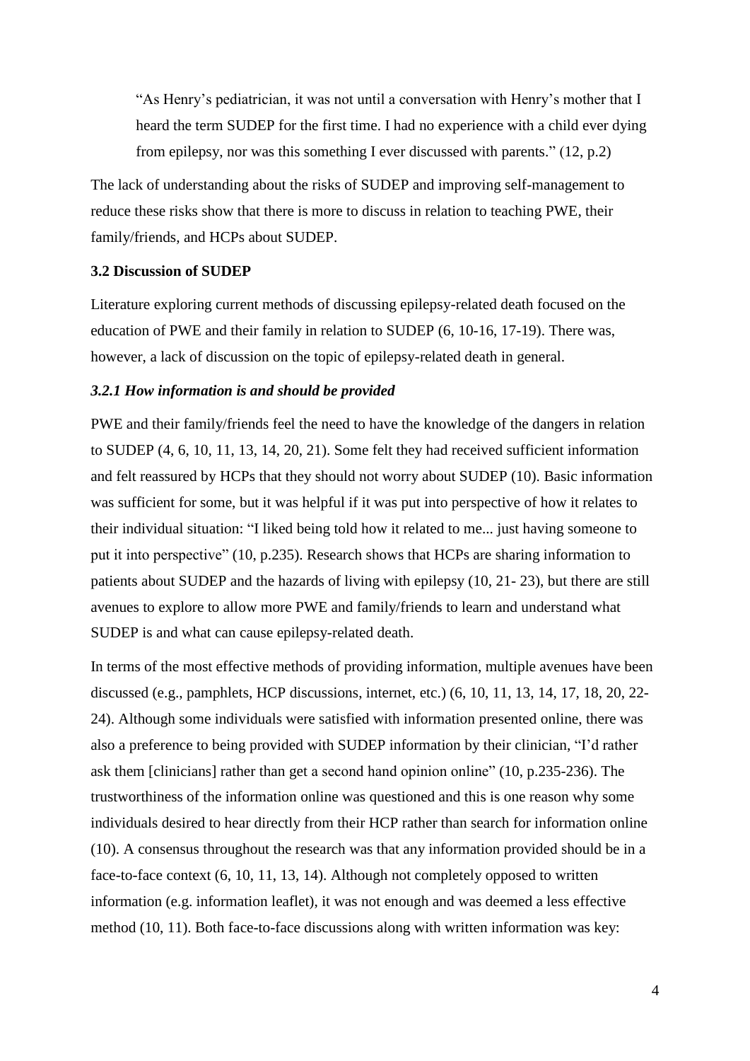> "As Henry's pediatrician, it was not until a conversation with Henry's mother that I heard the term SUDEP for the first time. I had no experience with a child ever dying from epilepsy, nor was this something I ever discussed with parents." (12, p.2)

The lack of understanding about the risks of SUDEP and improving self-management to reduce these risks show that there is more to discuss in relation to teaching PWE, their family/friends, and HCPs about SUDEP.

**3.2 Discussion of SUDEP**

Literature exploring current methods of discussing epilepsy-related death focused on the education of PWE and their family in relation to SUDEP (6, 10-16, 17-19). There was, however, a lack of discussion on the topic of epilepsy-related death in general.

***3.2.1 How information is and should be provided***

PWE and their family/friends feel the need to have the knowledge of the dangers in relation to SUDEP (4, 6, 10, 11, 13, 14, 20, 21). Some felt they had received sufficient information and felt reassured by HCPs that they should not worry about SUDEP (10). Basic information was sufficient for some, but it was helpful if it was put into perspective of how it relates to their individual situation: "I liked being told how it related to me... just having someone to put it into perspective" (10, p.235). Research shows that HCPs are sharing information to patients about SUDEP and the hazards of living with epilepsy (10, 21- 23), but there are still avenues to explore to allow more PWE and family/friends to learn and understand what SUDEP is and what can cause epilepsy-related death.

In terms of the most effective methods of providing information, multiple avenues have been discussed (e.g., pamphlets, HCP discussions, internet, etc.) (6, 10, 11, 13, 14, 17, 18, 20, 22-24). Although some individuals were satisfied with information presented online, there was also a preference to being provided with SUDEP information by their clinician, "I'd rather ask them [clinicians] rather than get a second hand opinion online" (10, p.235-236). The trustworthiness of the information online was questioned and this is one reason why some individuals desired to hear directly from their HCP rather than search for information online (10). A consensus throughout the research was that any information provided should be in a face-to-face context (6, 10, 11, 13, 14). Although not completely opposed to written information (e.g. information leaflet), it was not enough and was deemed a less effective method (10, 11). Both face-to-face discussions along with written information was key: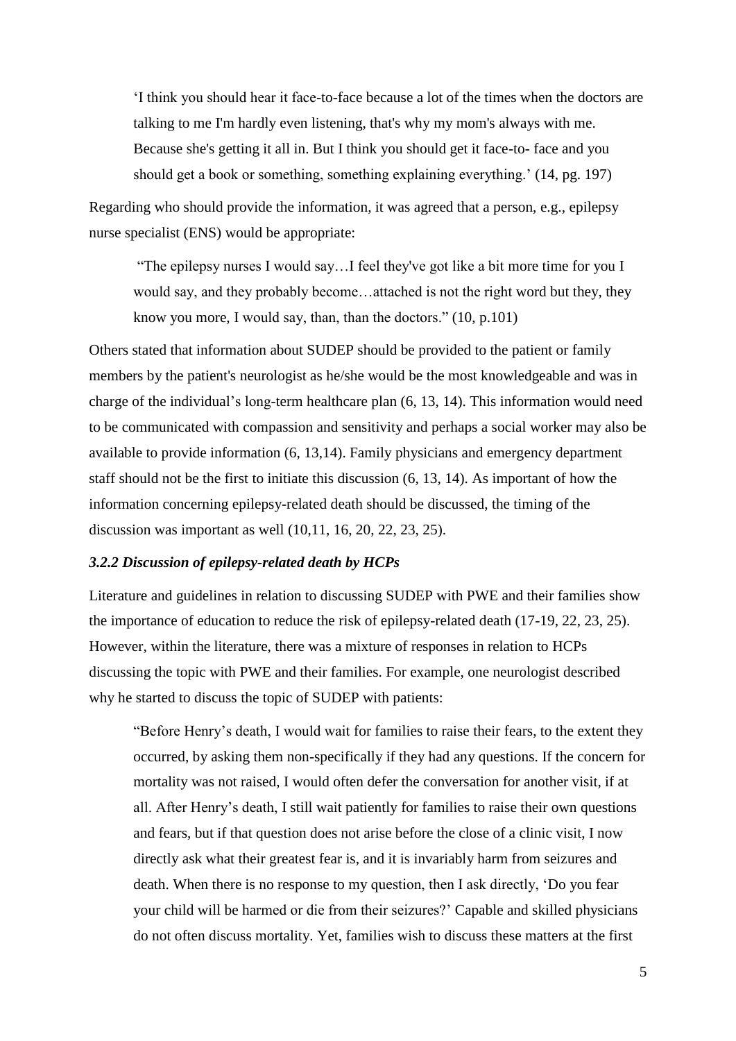> 'I think you should hear it face-to-face because a lot of the times when the doctors are talking to me I'm hardly even listening, that's why my mom's always with me. Because she's getting it all in. But I think you should get it face-to- face and you should get a book or something, something explaining everything.' (14, pg. 197)

Regarding who should provide the information, it was agreed that a person, e.g., epilepsy nurse specialist (ENS) would be appropriate:

> "The epilepsy nurses I would say…I feel they've got like a bit more time for you I would say, and they probably become…attached is not the right word but they, they know you more, I would say, than, than the doctors." (10, p.101)

Others stated that information about SUDEP should be provided to the patient or family members by the patient's neurologist as he/she would be the most knowledgeable and was in charge of the individual's long-term healthcare plan (6, 13, 14). This information would need to be communicated with compassion and sensitivity and perhaps a social worker may also be available to provide information (6, 13,14). Family physicians and emergency department staff should not be the first to initiate this discussion (6, 13, 14). As important of how the information concerning epilepsy-related death should be discussed, the timing of the discussion was important as well (10,11, 16, 20, 22, 23, 25).

### *3.2.2 Discussion of epilepsy-related death by HCPs*

Literature and guidelines in relation to discussing SUDEP with PWE and their families show the importance of education to reduce the risk of epilepsy-related death (17-19, 22, 23, 25). However, within the literature, there was a mixture of responses in relation to HCPs discussing the topic with PWE and their families. For example, one neurologist described why he started to discuss the topic of SUDEP with patients:

> "Before Henry's death, I would wait for families to raise their fears, to the extent they occurred, by asking them non-specifically if they had any questions. If the concern for mortality was not raised, I would often defer the conversation for another visit, if at all. After Henry's death, I still wait patiently for families to raise their own questions and fears, but if that question does not arise before the close of a clinic visit, I now directly ask what their greatest fear is, and it is invariably harm from seizures and death. When there is no response to my question, then I ask directly, 'Do you fear your child will be harmed or die from their seizures?' Capable and skilled physicians do not often discuss mortality. Yet, families wish to discuss these matters at the first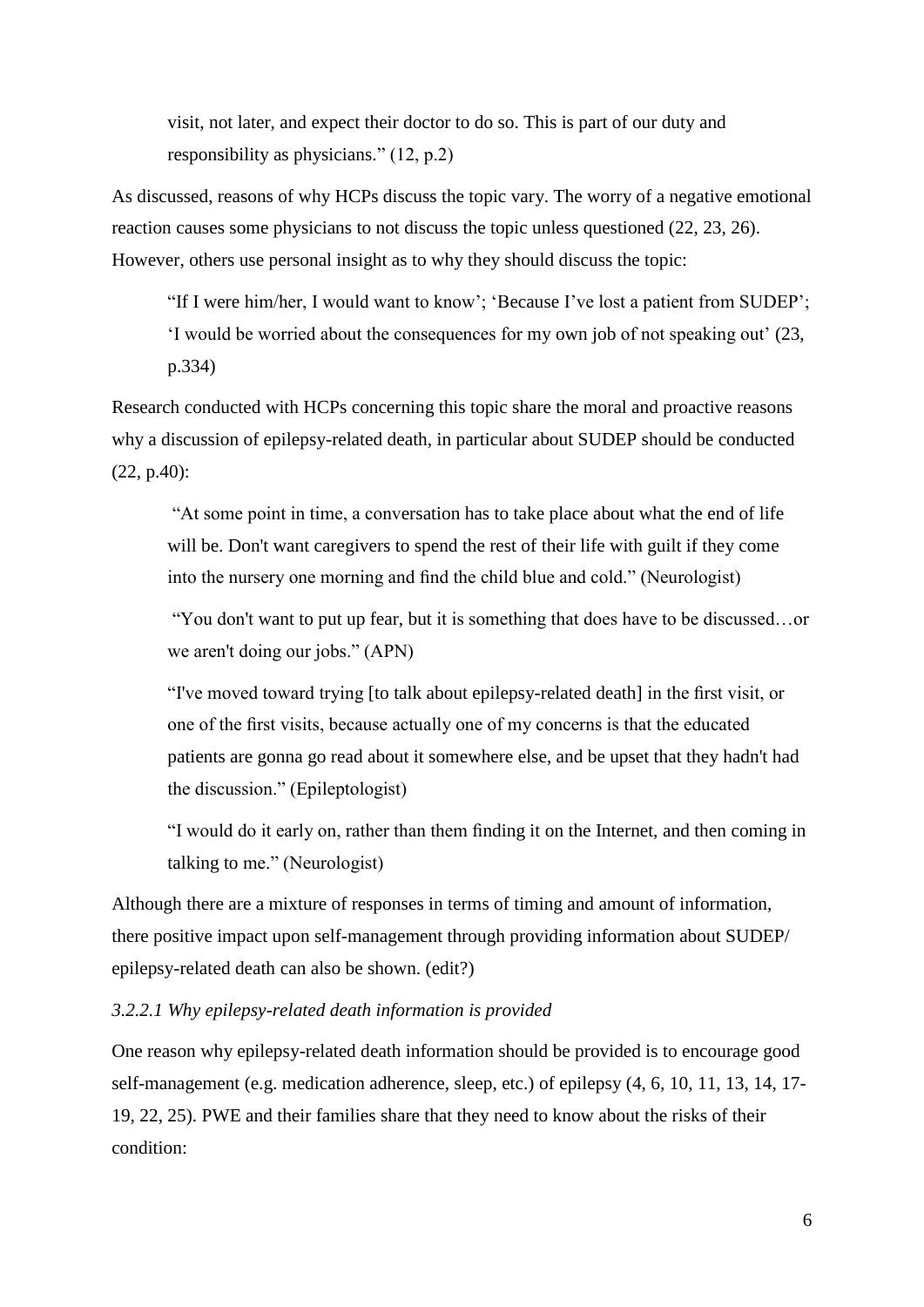> visit, not later, and expect their doctor to do so. This is part of our duty and responsibility as physicians." (12, p.2)

As discussed, reasons of why HCPs discuss the topic vary. The worry of a negative emotional reaction causes some physicians to not discuss the topic unless questioned (22, 23, 26). However, others use personal insight as to why they should discuss the topic:

> "If I were him/her, I would want to know'; 'Because I've lost a patient from SUDEP'; 'I would be worried about the consequences for my own job of not speaking out' (23, p.334)

Research conducted with HCPs concerning this topic share the moral and proactive reasons why a discussion of epilepsy-related death, in particular about SUDEP should be conducted (22, p.40):

> "At some point in time, a conversation has to take place about what the end of life will be. Don't want caregivers to spend the rest of their life with guilt if they come into the nursery one morning and find the child blue and cold." (Neurologist)
>
> "You don't want to put up fear, but it is something that does have to be discussed…or we aren't doing our jobs." (APN)
>
> "I've moved toward trying [to talk about epilepsy-related death] in the first visit, or one of the first visits, because actually one of my concerns is that the educated patients are gonna go read about it somewhere else, and be upset that they hadn't had the discussion." (Epileptologist)
>
> "I would do it early on, rather than them finding it on the Internet, and then coming in talking to me." (Neurologist)

Although there are a mixture of responses in terms of timing and amount of information, there positive impact upon self-management through providing information about SUDEP/ epilepsy-related death can also be shown. (edit?)

*3.2.2.1 Why epilepsy-related death information is provided*

One reason why epilepsy-related death information should be provided is to encourage good self-management (e.g. medication adherence, sleep, etc.) of epilepsy (4, 6, 10, 11, 13, 14, 17-19, 22, 25). PWE and their families share that they need to know about the risks of their condition: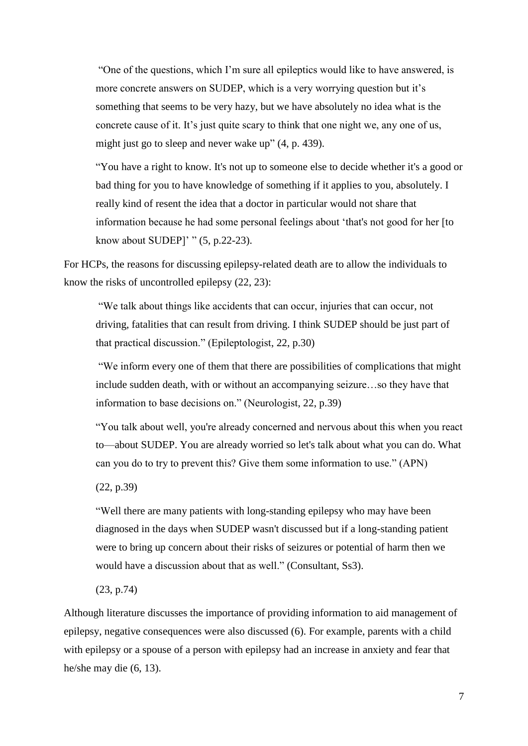> "One of the questions, which I'm sure all epileptics would like to have answered, is more concrete answers on SUDEP, which is a very worrying question but it's something that seems to be very hazy, but we have absolutely no idea what is the concrete cause of it. It's just quite scary to think that one night we, any one of us, might just go to sleep and never wake up" (4, p. 439).

> "You have a right to know. It's not up to someone else to decide whether it's a good or bad thing for you to have knowledge of something if it applies to you, absolutely. I really kind of resent the idea that a doctor in particular would not share that information because he had some personal feelings about 'that's not good for her [to know about SUDEP]' " (5, p.22-23).

For HCPs, the reasons for discussing epilepsy-related death are to allow the individuals to know the risks of uncontrolled epilepsy (22, 23):

> "We talk about things like accidents that can occur, injuries that can occur, not driving, fatalities that can result from driving. I think SUDEP should be just part of that practical discussion." (Epileptologist, 22, p.30)

> "We inform every one of them that there are possibilities of complications that might include sudden death, with or without an accompanying seizure…so they have that information to base decisions on." (Neurologist, 22, p.39)

> "You talk about well, you're already concerned and nervous about this when you react to—about SUDEP. You are already worried so let's talk about what you can do. What can you do to try to prevent this? Give them some information to use." (APN)
>
> (22, p.39)

> "Well there are many patients with long-standing epilepsy who may have been diagnosed in the days when SUDEP wasn't discussed but if a long-standing patient were to bring up concern about their risks of seizures or potential of harm then we would have a discussion about that as well." (Consultant, Ss3).
>
> (23, p.74)

Although literature discusses the importance of providing information to aid management of epilepsy, negative consequences were also discussed (6). For example, parents with a child with epilepsy or a spouse of a person with epilepsy had an increase in anxiety and fear that he/she may die (6, 13).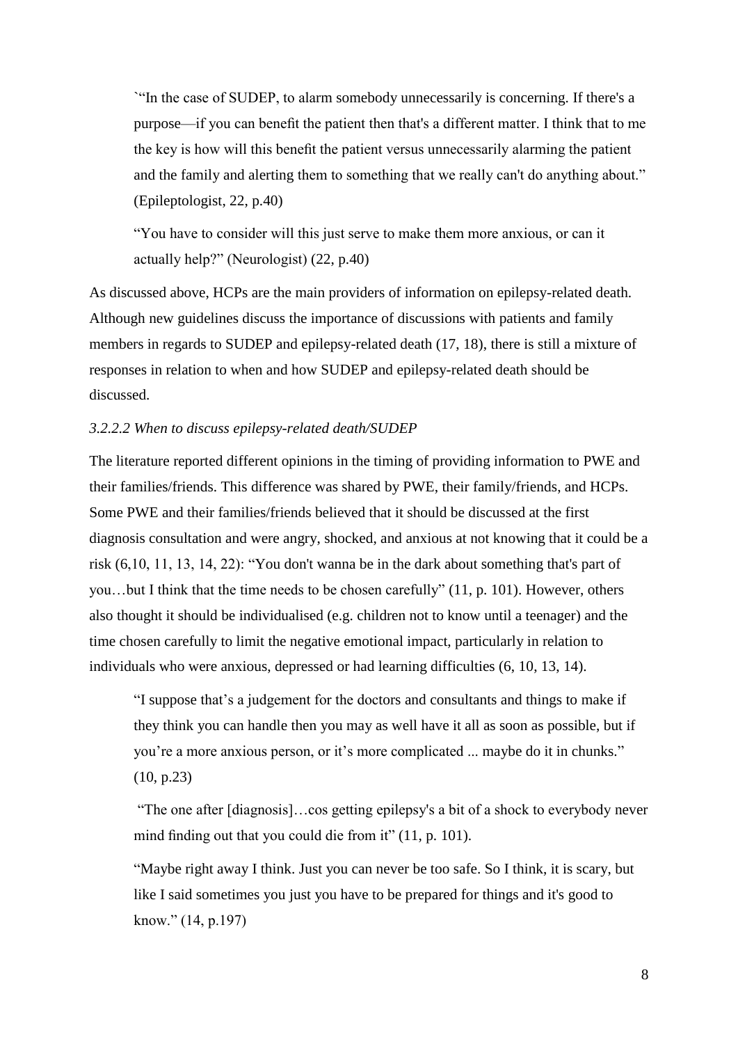`"In the case of SUDEP, to alarm somebody unnecessarily is concerning. If there's a purpose—if you can benefit the patient then that's a different matter. I think that to me the key is how will this benefit the patient versus unnecessarily alarming the patient and the family and alerting them to something that we really can't do anything about." (Epileptologist, 22, p.40)

"You have to consider will this just serve to make them more anxious, or can it actually help?" (Neurologist) (22, p.40)

As discussed above, HCPs are the main providers of information on epilepsy-related death. Although new guidelines discuss the importance of discussions with patients and family members in regards to SUDEP and epilepsy-related death (17, 18), there is still a mixture of responses in relation to when and how SUDEP and epilepsy-related death should be discussed.

*3.2.2.2 When to discuss epilepsy-related death/SUDEP*

The literature reported different opinions in the timing of providing information to PWE and their families/friends. This difference was shared by PWE, their family/friends, and HCPs. Some PWE and their families/friends believed that it should be discussed at the first diagnosis consultation and were angry, shocked, and anxious at not knowing that it could be a risk (6,10, 11, 13, 14, 22): "You don't wanna be in the dark about something that's part of you…but I think that the time needs to be chosen carefully" (11, p. 101). However, others also thought it should be individualised (e.g. children not to know until a teenager) and the time chosen carefully to limit the negative emotional impact, particularly in relation to individuals who were anxious, depressed or had learning difficulties (6, 10, 13, 14).

"I suppose that's a judgement for the doctors and consultants and things to make if they think you can handle then you may as well have it all as soon as possible, but if you're a more anxious person, or it's more complicated ... maybe do it in chunks." (10, p.23)

"The one after [diagnosis]…cos getting epilepsy's a bit of a shock to everybody never mind finding out that you could die from it" (11, p. 101).

"Maybe right away I think. Just you can never be too safe. So I think, it is scary, but like I said sometimes you just you have to be prepared for things and it's good to know." (14, p.197)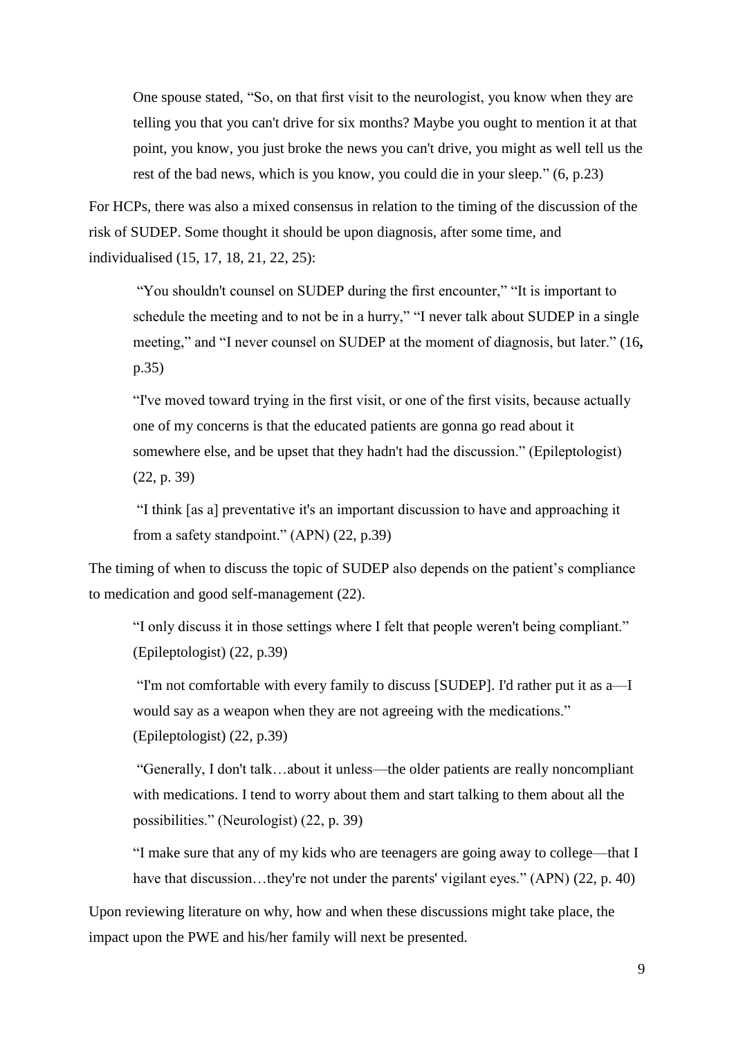> One spouse stated, "So, on that first visit to the neurologist, you know when they are telling you that you can't drive for six months? Maybe you ought to mention it at that point, you know, you just broke the news you can't drive, you might as well tell us the rest of the bad news, which is you know, you could die in your sleep." (6, p.23)

For HCPs, there was also a mixed consensus in relation to the timing of the discussion of the risk of SUDEP. Some thought it should be upon diagnosis, after some time, and individualised (15, 17, 18, 21, 22, 25):

> "You shouldn't counsel on SUDEP during the first encounter," "It is important to schedule the meeting and to not be in a hurry," "I never talk about SUDEP in a single meeting," and "I never counsel on SUDEP at the moment of diagnosis, but later." (16**,** p.35)

> "I've moved toward trying in the first visit, or one of the first visits, because actually one of my concerns is that the educated patients are gonna go read about it somewhere else, and be upset that they hadn't had the discussion." (Epileptologist) (22, p. 39)

> "I think [as a] preventative it's an important discussion to have and approaching it from a safety standpoint." (APN) (22, p.39)

The timing of when to discuss the topic of SUDEP also depends on the patient's compliance to medication and good self-management (22).

> "I only discuss it in those settings where I felt that people weren't being compliant." (Epileptologist) (22, p.39)

> "I'm not comfortable with every family to discuss [SUDEP]. I'd rather put it as a—I would say as a weapon when they are not agreeing with the medications." (Epileptologist) (22, p.39)

> "Generally, I don't talk…about it unless—the older patients are really noncompliant with medications. I tend to worry about them and start talking to them about all the possibilities." (Neurologist) (22, p. 39)

> "I make sure that any of my kids who are teenagers are going away to college—that I have that discussion…they're not under the parents' vigilant eyes." (APN) (22, p. 40)

Upon reviewing literature on why, how and when these discussions might take place, the impact upon the PWE and his/her family will next be presented.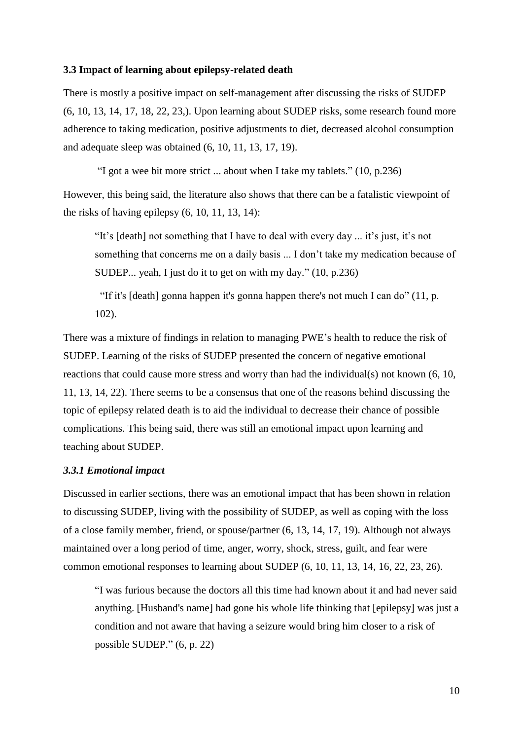### 3.3 Impact of learning about epilepsy-related death

There is mostly a positive impact on self-management after discussing the risks of SUDEP (6, 10, 13, 14, 17, 18, 22, 23,). Upon learning about SUDEP risks, some research found more adherence to taking medication, positive adjustments to diet, decreased alcohol consumption and adequate sleep was obtained (6, 10, 11, 13, 17, 19).

> "I got a wee bit more strict ... about when I take my tablets." (10, p.236)

However, this being said, the literature also shows that there can be a fatalistic viewpoint of the risks of having epilepsy (6, 10, 11, 13, 14):

> "It's [death] not something that I have to deal with every day ... it's just, it's not something that concerns me on a daily basis ... I don't take my medication because of SUDEP... yeah, I just do it to get on with my day." (10, p.236)
>
> "If it's [death] gonna happen it's gonna happen there's not much I can do" (11, p. 102).

There was a mixture of findings in relation to managing PWE's health to reduce the risk of SUDEP. Learning of the risks of SUDEP presented the concern of negative emotional reactions that could cause more stress and worry than had the individual(s) not known (6, 10, 11, 13, 14, 22). There seems to be a consensus that one of the reasons behind discussing the topic of epilepsy related death is to aid the individual to decrease their chance of possible complications. This being said, there was still an emotional impact upon learning and teaching about SUDEP.

#### *3.3.1 Emotional impact*

Discussed in earlier sections, there was an emotional impact that has been shown in relation to discussing SUDEP, living with the possibility of SUDEP, as well as coping with the loss of a close family member, friend, or spouse/partner (6, 13, 14, 17, 19). Although not always maintained over a long period of time, anger, worry, shock, stress, guilt, and fear were common emotional responses to learning about SUDEP (6, 10, 11, 13, 14, 16, 22, 23, 26).

> "I was furious because the doctors all this time had known about it and had never said anything. [Husband's name] had gone his whole life thinking that [epilepsy] was just a condition and not aware that having a seizure would bring him closer to a risk of possible SUDEP." (6, p. 22)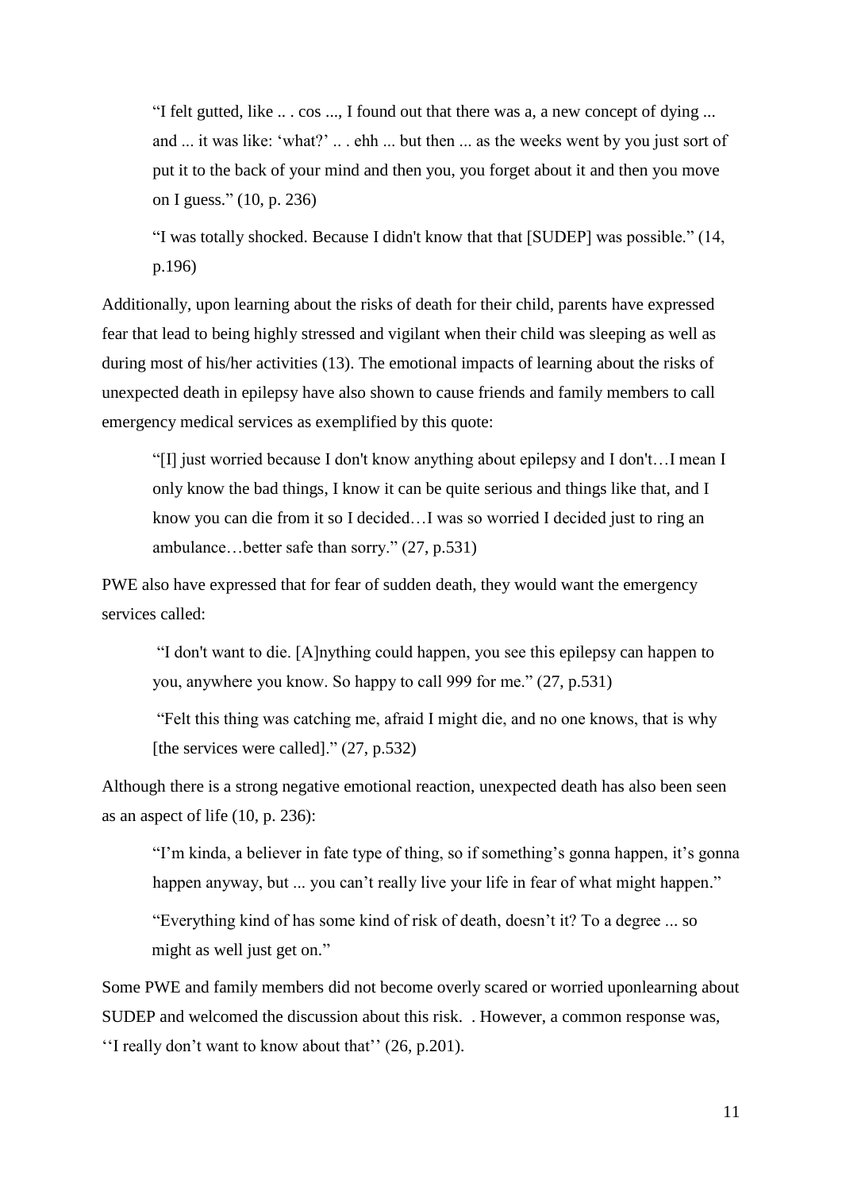> "I felt gutted, like .. . cos ..., I found out that there was a, a new concept of dying ... and ... it was like: 'what?' .. . ehh ... but then ... as the weeks went by you just sort of put it to the back of your mind and then you, you forget about it and then you move on I guess." (10, p. 236)

> "I was totally shocked. Because I didn't know that that [SUDEP] was possible." (14, p.196)

Additionally, upon learning about the risks of death for their child, parents have expressed fear that lead to being highly stressed and vigilant when their child was sleeping as well as during most of his/her activities (13). The emotional impacts of learning about the risks of unexpected death in epilepsy have also shown to cause friends and family members to call emergency medical services as exemplified by this quote:

> "[I] just worried because I don't know anything about epilepsy and I don't…I mean I only know the bad things, I know it can be quite serious and things like that, and I know you can die from it so I decided…I was so worried I decided just to ring an ambulance…better safe than sorry." (27, p.531)

PWE also have expressed that for fear of sudden death, they would want the emergency services called:

> "I don't want to die. [A]nything could happen, you see this epilepsy can happen to you, anywhere you know. So happy to call 999 for me." (27, p.531)

> "Felt this thing was catching me, afraid I might die, and no one knows, that is why [the services were called]." (27, p.532)

Although there is a strong negative emotional reaction, unexpected death has also been seen as an aspect of life (10, p. 236):

> "I'm kinda, a believer in fate type of thing, so if something's gonna happen, it's gonna happen anyway, but ... you can't really live your life in fear of what might happen."

> "Everything kind of has some kind of risk of death, doesn't it? To a degree ... so might as well just get on."

Some PWE and family members did not become overly scared or worried uponlearning about SUDEP and welcomed the discussion about this risk. . However, a common response was, ''I really don't want to know about that'' (26, p.201).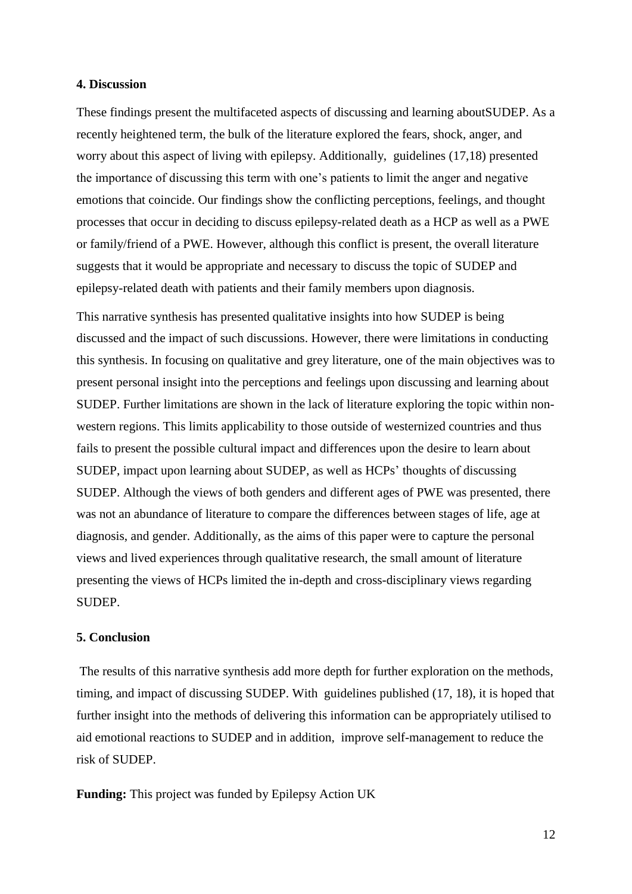## 4. Discussion

These findings present the multifaceted aspects of discussing and learning aboutSUDEP. As a recently heightened term, the bulk of the literature explored the fears, shock, anger, and worry about this aspect of living with epilepsy. Additionally, guidelines (17,18) presented the importance of discussing this term with one's patients to limit the anger and negative emotions that coincide. Our findings show the conflicting perceptions, feelings, and thought processes that occur in deciding to discuss epilepsy-related death as a HCP as well as a PWE or family/friend of a PWE. However, although this conflict is present, the overall literature suggests that it would be appropriate and necessary to discuss the topic of SUDEP and epilepsy-related death with patients and their family members upon diagnosis.

This narrative synthesis has presented qualitative insights into how SUDEP is being discussed and the impact of such discussions. However, there were limitations in conducting this synthesis. In focusing on qualitative and grey literature, one of the main objectives was to present personal insight into the perceptions and feelings upon discussing and learning about SUDEP. Further limitations are shown in the lack of literature exploring the topic within non-western regions. This limits applicability to those outside of westernized countries and thus fails to present the possible cultural impact and differences upon the desire to learn about SUDEP, impact upon learning about SUDEP, as well as HCPs' thoughts of discussing SUDEP. Although the views of both genders and different ages of PWE was presented, there was not an abundance of literature to compare the differences between stages of life, age at diagnosis, and gender. Additionally, as the aims of this paper were to capture the personal views and lived experiences through qualitative research, the small amount of literature presenting the views of HCPs limited the in-depth and cross-disciplinary views regarding SUDEP.

## 5. Conclusion

The results of this narrative synthesis add more depth for further exploration on the methods, timing, and impact of discussing SUDEP. With guidelines published (17, 18), it is hoped that further insight into the methods of delivering this information can be appropriately utilised to aid emotional reactions to SUDEP and in addition, improve self-management to reduce the risk of SUDEP.

**Funding:** This project was funded by Epilepsy Action UK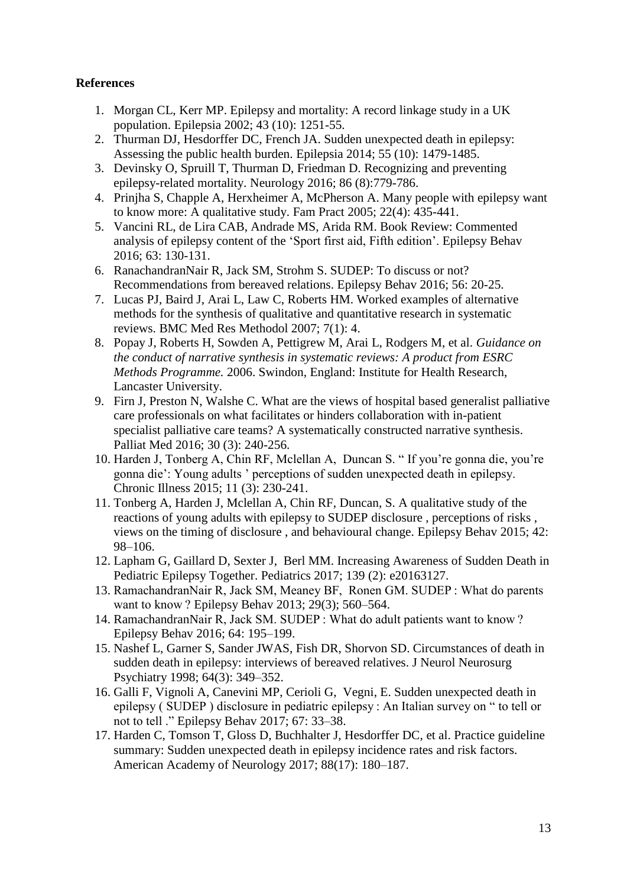## References

1. Morgan CL, Kerr MP. Epilepsy and mortality: A record linkage study in a UK population. Epilepsia 2002; 43 (10): 1251-55.
2. Thurman DJ, Hesdorffer DC, French JA. Sudden unexpected death in epilepsy: Assessing the public health burden. Epilepsia 2014; 55 (10): 1479-1485.
3. Devinsky O, Spruill T, Thurman D, Friedman D. Recognizing and preventing epilepsy-related mortality. Neurology 2016; 86 (8):779-786.
4. Prinjha S, Chapple A, Herxheimer A, McPherson A. Many people with epilepsy want to know more: A qualitative study. Fam Pract 2005; 22(4): 435-441.
5. Vancini RL, de Lira CAB, Andrade MS, Arida RM. Book Review: Commented analysis of epilepsy content of the 'Sport first aid, Fifth edition'. Epilepsy Behav 2016; 63: 130-131.
6. RanachandranNair R, Jack SM, Strohm S. SUDEP: To discuss or not? Recommendations from bereaved relations. Epilepsy Behav 2016; 56: 20-25.
7. Lucas PJ, Baird J, Arai L, Law C, Roberts HM. Worked examples of alternative methods for the synthesis of qualitative and quantitative research in systematic reviews. BMC Med Res Methodol 2007; 7(1): 4.
8. Popay J, Roberts H, Sowden A, Pettigrew M, Arai L, Rodgers M, et al. *Guidance on the conduct of narrative synthesis in systematic reviews: A product from ESRC Methods Programme.* 2006. Swindon, England: Institute for Health Research, Lancaster University.
9. Firn J, Preston N, Walshe C. What are the views of hospital based generalist palliative care professionals on what facilitates or hinders collaboration with in-patient specialist palliative care teams? A systematically constructed narrative synthesis. Palliat Med 2016; 30 (3): 240-256.
10. Harden J, Tonberg A, Chin RF, Mclellan A, Duncan S. " If you're gonna die, you're gonna die': Young adults ' perceptions of sudden unexpected death in epilepsy. Chronic Illness 2015; 11 (3): 230-241.
11. Tonberg A, Harden J, Mclellan A, Chin RF, Duncan, S. A qualitative study of the reactions of young adults with epilepsy to SUDEP disclosure , perceptions of risks , views on the timing of disclosure , and behavioural change. Epilepsy Behav 2015; 42: 98–106.
12. Lapham G, Gaillard D, Sexter J, Berl MM. Increasing Awareness of Sudden Death in Pediatric Epilepsy Together. Pediatrics 2017; 139 (2): e20163127.
13. RamachandranNair R, Jack SM, Meaney BF, Ronen GM. SUDEP : What do parents want to know ? Epilepsy Behav 2013; 29(3); 560–564.
14. RamachandranNair R, Jack SM. SUDEP : What do adult patients want to know ? Epilepsy Behav 2016; 64: 195–199.
15. Nashef L, Garner S, Sander JWAS, Fish DR, Shorvon SD. Circumstances of death in sudden death in epilepsy: interviews of bereaved relatives. J Neurol Neurosurg Psychiatry 1998; 64(3): 349–352.
16. Galli F, Vignoli A, Canevini MP, Cerioli G, Vegni, E. Sudden unexpected death in epilepsy ( SUDEP ) disclosure in pediatric epilepsy : An Italian survey on " to tell or not to tell ." Epilepsy Behav 2017; 67: 33–38.
17. Harden C, Tomson T, Gloss D, Buchhalter J, Hesdorffer DC, et al. Practice guideline summary: Sudden unexpected death in epilepsy incidence rates and risk factors. American Academy of Neurology 2017; 88(17): 180–187.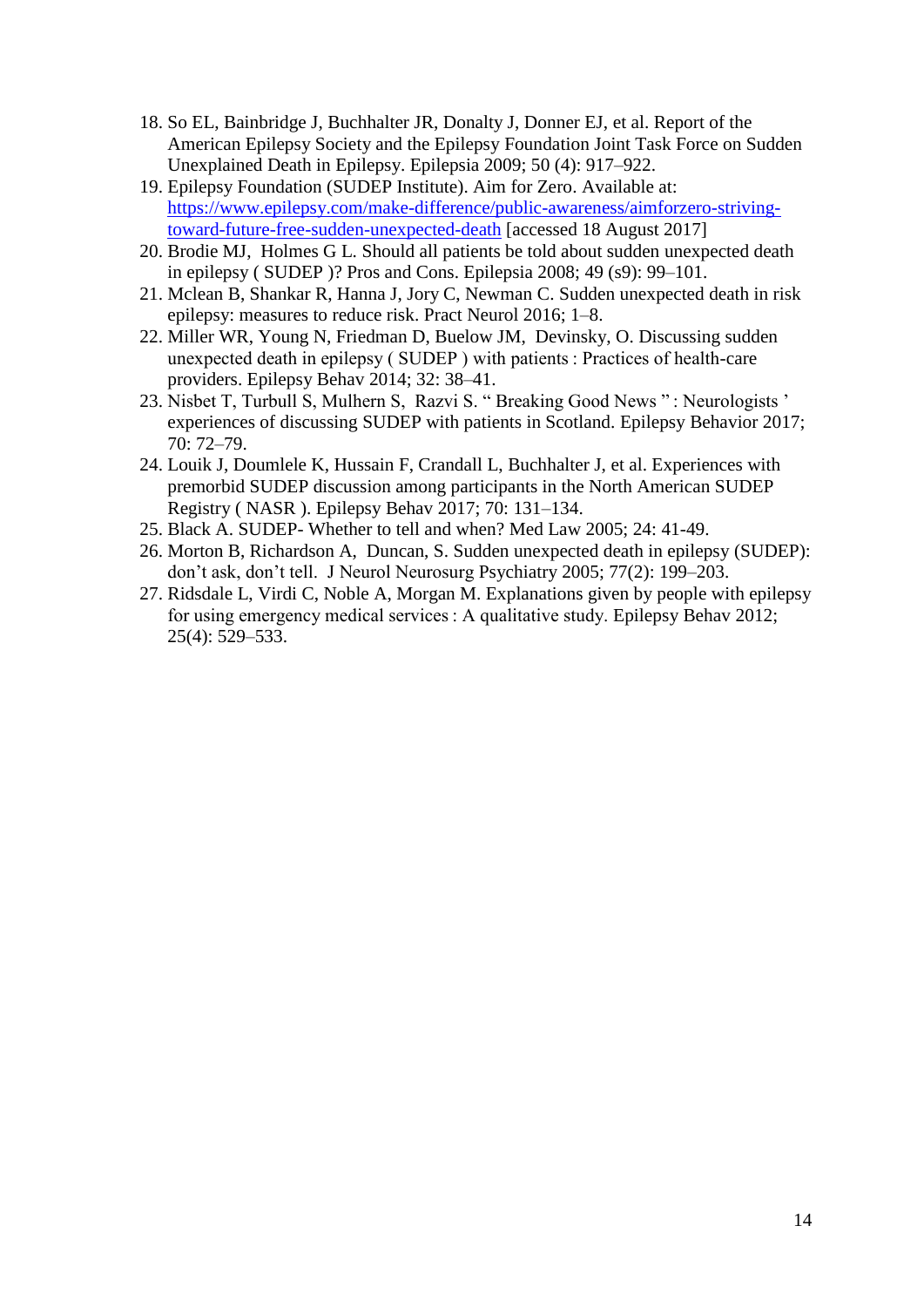18. So EL, Bainbridge J, Buchhalter JR, Donalty J, Donner EJ, et al. Report of the American Epilepsy Society and the Epilepsy Foundation Joint Task Force on Sudden Unexplained Death in Epilepsy. Epilepsia 2009; 50 (4): 917–922.
19. Epilepsy Foundation (SUDEP Institute). Aim for Zero. Available at: [https://www.epilepsy.com/make-difference/public-awareness/aimforzero-striving-toward-future-free-sudden-unexpected-death](https://www.epilepsy.com/make-difference/public-awareness/aimforzero-striving-toward-future-free-sudden-unexpected-death) [accessed 18 August 2017]
20. Brodie MJ, Holmes G L. Should all patients be told about sudden unexpected death in epilepsy ( SUDEP )? Pros and Cons. Epilepsia 2008; 49 (s9): 99–101.
21. Mclean B, Shankar R, Hanna J, Jory C, Newman C. Sudden unexpected death in risk epilepsy: measures to reduce risk. Pract Neurol 2016; 1–8.
22. Miller WR, Young N, Friedman D, Buelow JM, Devinsky, O. Discussing sudden unexpected death in epilepsy ( SUDEP ) with patients : Practices of health-care providers. Epilepsy Behav 2014; 32: 38–41.
23. Nisbet T, Turbull S, Mulhern S, Razvi S. " Breaking Good News " : Neurologists ' experiences of discussing SUDEP with patients in Scotland. Epilepsy Behavior 2017; 70: 72–79.
24. Louik J, Doumlele K, Hussain F, Crandall L, Buchhalter J, et al. Experiences with premorbid SUDEP discussion among participants in the North American SUDEP Registry ( NASR ). Epilepsy Behav 2017; 70: 131–134.
25. Black A. SUDEP- Whether to tell and when? Med Law 2005; 24: 41-49.
26. Morton B, Richardson A, Duncan, S. Sudden unexpected death in epilepsy (SUDEP): don't ask, don't tell. J Neurol Neurosurg Psychiatry 2005; 77(2): 199–203.
27. Ridsdale L, Virdi C, Noble A, Morgan M. Explanations given by people with epilepsy for using emergency medical services : A qualitative study. Epilepsy Behav 2012; 25(4): 529–533.